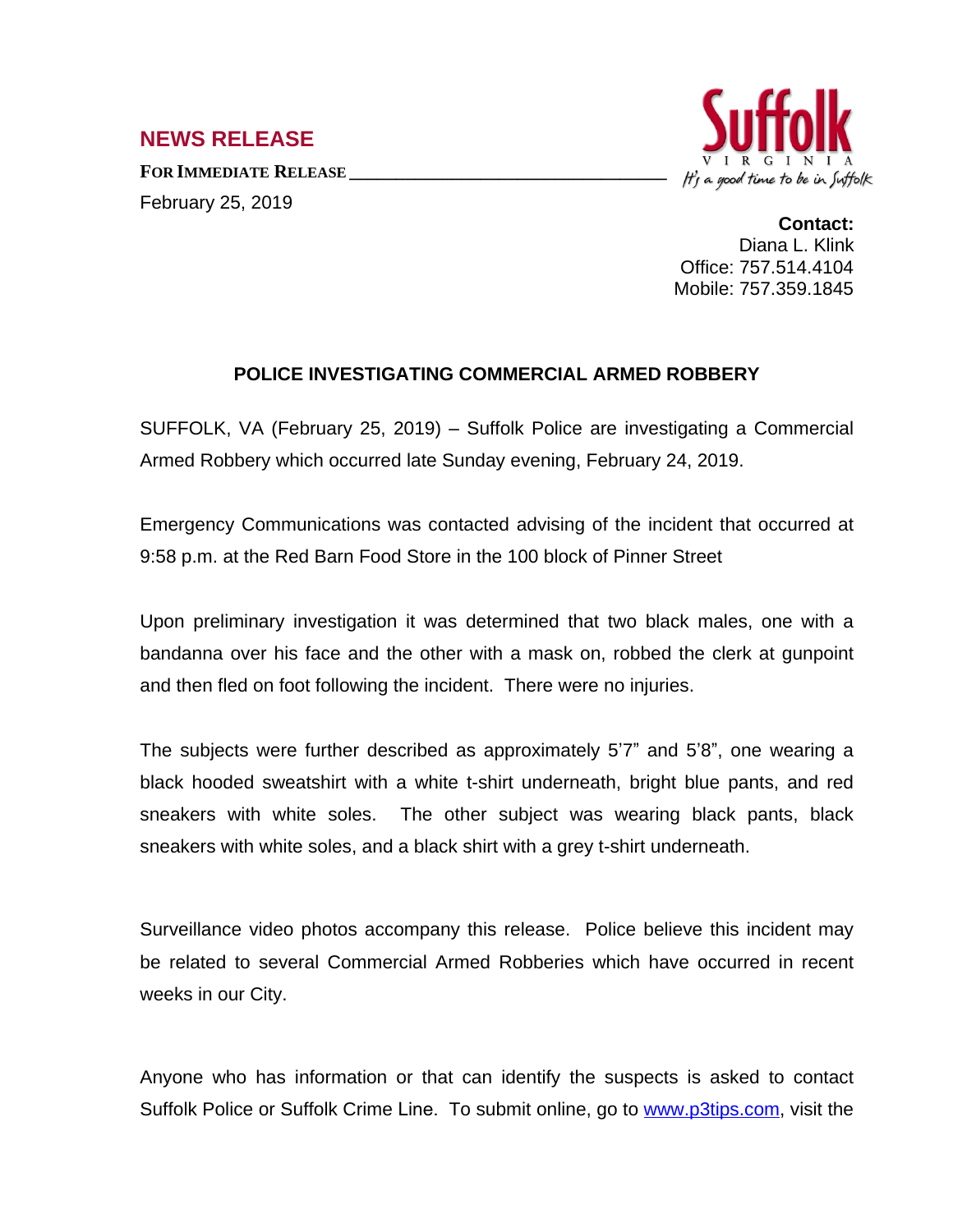## NEWS RELEASE

**FOR IMMEDIATE RELEASE**

February 25, 2019

Suffolk
VIRGINIA
It's a good time to be in Suffolk

**Contact:**
Diana L. Klink
Office: 757.514.4104
Mobile: 757.359.1845

### POLICE INVESTIGATING COMMERCIAL ARMED ROBBERY

SUFFOLK, VA (February 25, 2019) – Suffolk Police are investigating a Commercial Armed Robbery which occurred late Sunday evening, February 24, 2019.

Emergency Communications was contacted advising of the incident that occurred at 9:58 p.m. at the Red Barn Food Store in the 100 block of Pinner Street

Upon preliminary investigation it was determined that two black males, one with a bandanna over his face and the other with a mask on, robbed the clerk at gunpoint and then fled on foot following the incident. There were no injuries.

The subjects were further described as approximately 5'7" and 5'8", one wearing a black hooded sweatshirt with a white t-shirt underneath, bright blue pants, and red sneakers with white soles. The other subject was wearing black pants, black sneakers with white soles, and a black shirt with a grey t-shirt underneath.

Surveillance video photos accompany this release. Police believe this incident may be related to several Commercial Armed Robberies which have occurred in recent weeks in our City.

Anyone who has information or that can identify the suspects is asked to contact Suffolk Police or Suffolk Crime Line. To submit online, go to [www.p3tips.com](http://www.p3tips.com), visit the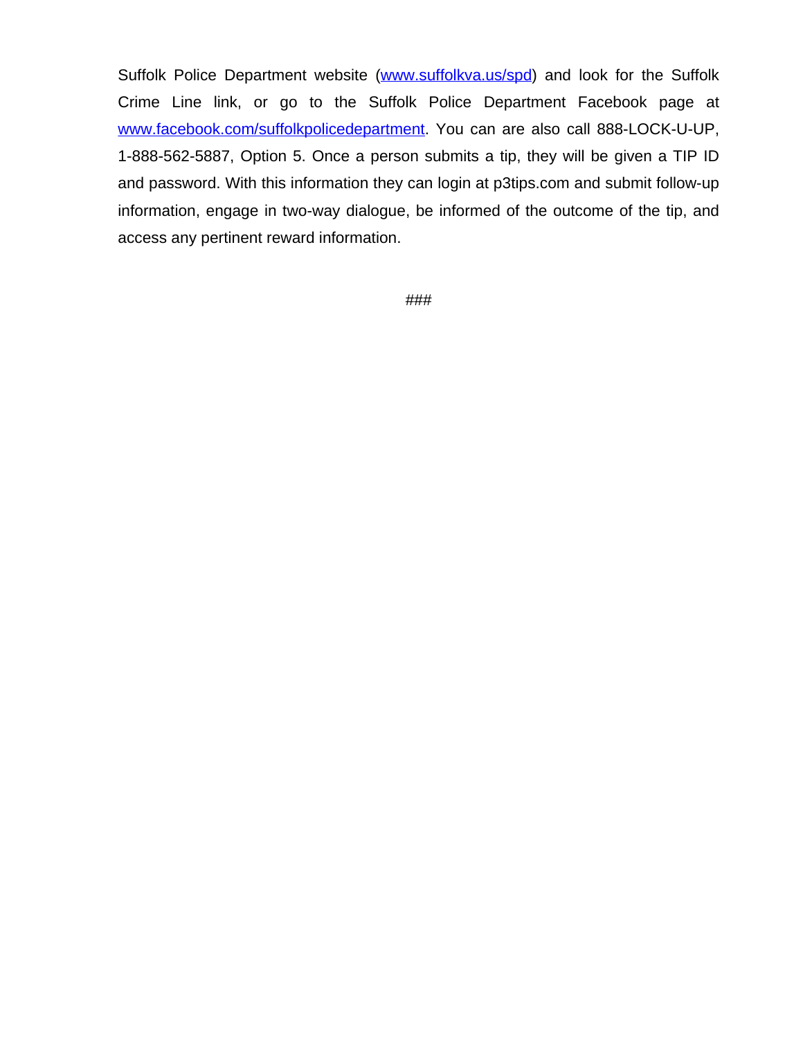Suffolk Police Department website (www.suffolkva.us/spd) and look for the Suffolk Crime Line link, or go to the Suffolk Police Department Facebook page at www.facebook.com/suffolkpolicedepartment. You can are also call 888-LOCK-U-UP, 1-888-562-5887, Option 5. Once a person submits a tip, they will be given a TIP ID and password. With this information they can login at p3tips.com and submit follow-up information, engage in two-way dialogue, be informed of the outcome of the tip, and access any pertinent reward information.

###